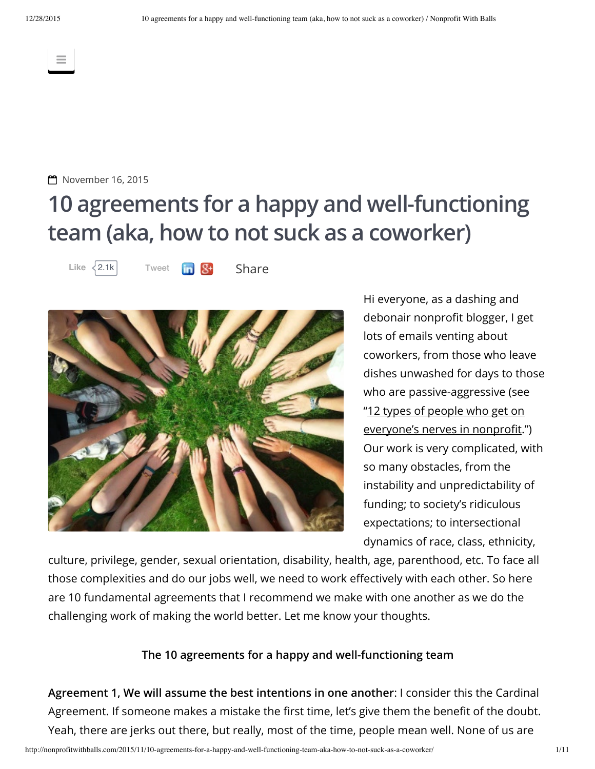November 16, 2015

# 10 agreements for a happy and well-functioning team (aka, how to not suck as a coworker)

Like 2.1k Tweet Share

Hi everyone, as a dashing and debonair nonprofit blogger, I get lots of emails venting about coworkers, from those who leave dishes unwashed for days to those who are passive-aggressive (see "12 types of people who get on everyone's nerves in nonprofit.") Our work is very complicated, with so many obstacles, from the instability and unpredictability of funding; to society's ridiculous expectations; to intersectional dynamics of race, class, ethnicity, culture, privilege, gender, sexual orientation, disability, health, age, parenthood, etc. To face all those complexities and do our jobs well, we need to work effectively with each other. So here are 10 fundamental agreements that I recommend we make with one another as we do the challenging work of making the world better. Let me know your thoughts.

### The 10 agreements for a happy and well-functioning team

**Agreement 1, We will assume the best intentions in one another**: I consider this the Cardinal Agreement. If someone makes a mistake the first time, let's give them the benefit of the doubt. Yeah, there are jerks out there, but really, most of the time, people mean well. None of us are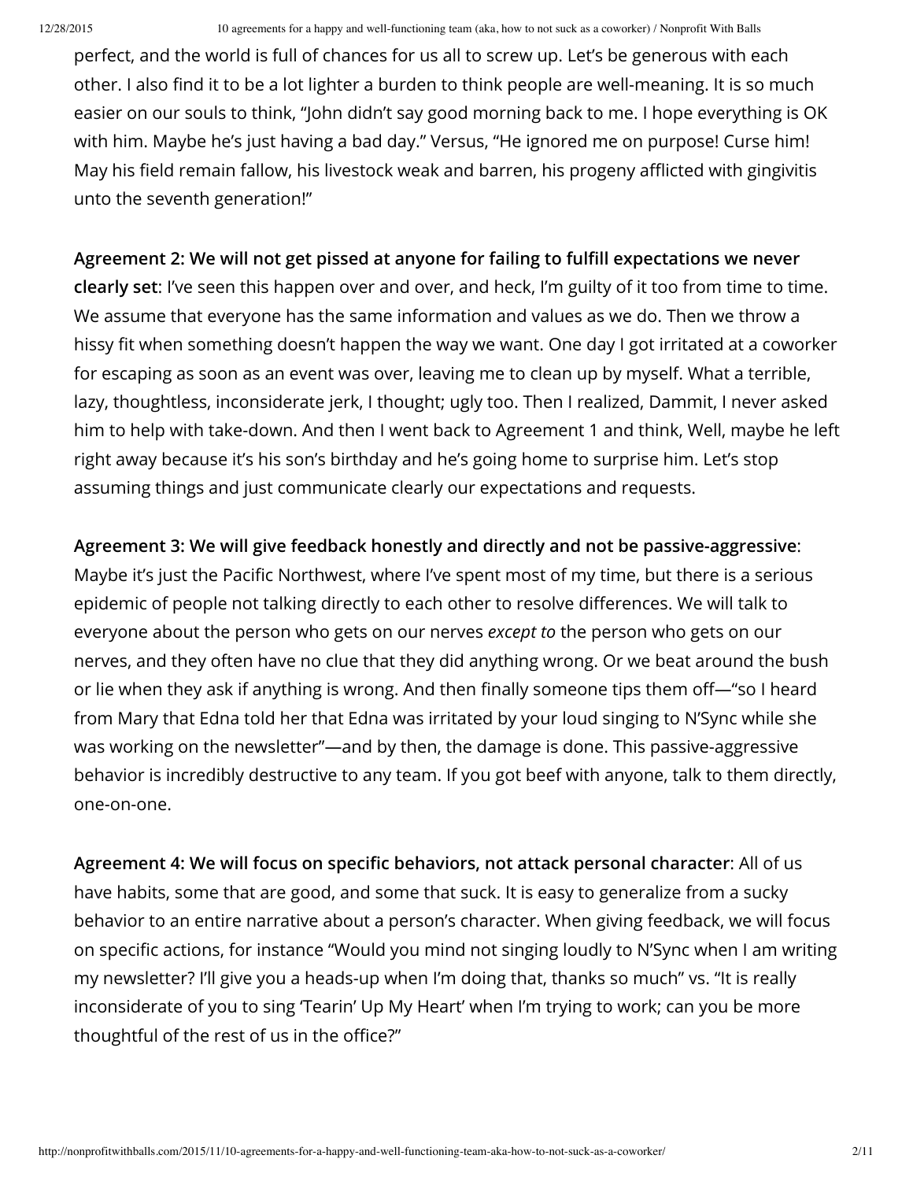perfect, and the world is full of chances for us all to screw up. Let's be generous with each other. I also find it to be a lot lighter a burden to think people are well-meaning. It is so much easier on our souls to think, "John didn't say good morning back to me. I hope everything is OK with him. Maybe he's just having a bad day." Versus, "He ignored me on purpose! Curse him! May his field remain fallow, his livestock weak and barren, his progeny afflicted with gingivitis unto the seventh generation!"

**Agreement 2: We will not get pissed at anyone for failing to fulfill expectations we never clearly set**: I've seen this happen over and over, and heck, I'm guilty of it too from time to time. We assume that everyone has the same information and values as we do. Then we throw a hissy fit when something doesn't happen the way we want. One day I got irritated at a coworker for escaping as soon as an event was over, leaving me to clean up by myself. What a terrible, lazy, thoughtless, inconsiderate jerk, I thought; ugly too. Then I realized, Dammit, I never asked him to help with take-down. And then I went back to Agreement 1 and think, Well, maybe he left right away because it's his son's birthday and he's going home to surprise him. Let's stop assuming things and just communicate clearly our expectations and requests.

**Agreement 3: We will give feedback honestly and directly and not be passive-aggressive**: Maybe it's just the Pacific Northwest, where I've spent most of my time, but there is a serious epidemic of people not talking directly to each other to resolve differences. We will talk to everyone about the person who gets on our nerves *except to* the person who gets on our nerves, and they often have no clue that they did anything wrong. Or we beat around the bush or lie when they ask if anything is wrong. And then finally someone tips them off—"so I heard from Mary that Edna told her that Edna was irritated by your loud singing to N'Sync while she was working on the newsletter"—and by then, the damage is done. This passive-aggressive behavior is incredibly destructive to any team. If you got beef with anyone, talk to them directly, one-on-one.

**Agreement 4: We will focus on specific behaviors, not attack personal character**: All of us have habits, some that are good, and some that suck. It is easy to generalize from a sucky behavior to an entire narrative about a person's character. When giving feedback, we will focus on specific actions, for instance "Would you mind not singing loudly to N'Sync when I am writing my newsletter? I'll give you a heads-up when I'm doing that, thanks so much" vs. "It is really inconsiderate of you to sing 'Tearin' Up My Heart' when I'm trying to work; can you be more thoughtful of the rest of us in the office?"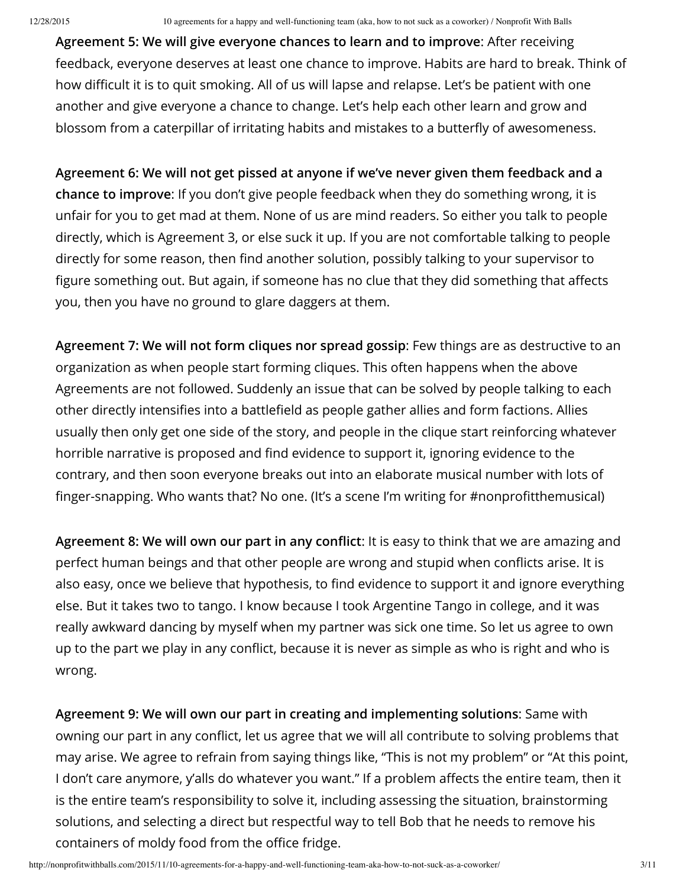**Agreement 5: We will give everyone chances to learn and to improve**: After receiving feedback, everyone deserves at least one chance to improve. Habits are hard to break. Think of how difficult it is to quit smoking. All of us will lapse and relapse. Let's be patient with one another and give everyone a chance to change. Let's help each other learn and grow and blossom from a caterpillar of irritating habits and mistakes to a butterfly of awesomeness.

**Agreement 6: We will not get pissed at anyone if we've never given them feedback and a chance to improve**: If you don't give people feedback when they do something wrong, it is unfair for you to get mad at them. None of us are mind readers. So either you talk to people directly, which is Agreement 3, or else suck it up. If you are not comfortable talking to people directly for some reason, then find another solution, possibly talking to your supervisor to figure something out. But again, if someone has no clue that they did something that affects you, then you have no ground to glare daggers at them.

**Agreement 7: We will not form cliques nor spread gossip**: Few things are as destructive to an organization as when people start forming cliques. This often happens when the above Agreements are not followed. Suddenly an issue that can be solved by people talking to each other directly intensifies into a battlefield as people gather allies and form factions. Allies usually then only get one side of the story, and people in the clique start reinforcing whatever horrible narrative is proposed and find evidence to support it, ignoring evidence to the contrary, and then soon everyone breaks out into an elaborate musical number with lots of finger-snapping. Who wants that? No one. (It's a scene I'm writing for #nonprofitthemusical)

**Agreement 8: We will own our part in any conflict**: It is easy to think that we are amazing and perfect human beings and that other people are wrong and stupid when conflicts arise. It is also easy, once we believe that hypothesis, to find evidence to support it and ignore everything else. But it takes two to tango. I know because I took Argentine Tango in college, and it was really awkward dancing by myself when my partner was sick one time. So let us agree to own up to the part we play in any conflict, because it is never as simple as who is right and who is wrong.

**Agreement 9: We will own our part in creating and implementing solutions**: Same with owning our part in any conflict, let us agree that we will all contribute to solving problems that may arise. We agree to refrain from saying things like, "This is not my problem" or "At this point, I don't care anymore, y'alls do whatever you want." If a problem affects the entire team, then it is the entire team's responsibility to solve it, including assessing the situation, brainstorming solutions, and selecting a direct but respectful way to tell Bob that he needs to remove his containers of moldy food from the office fridge.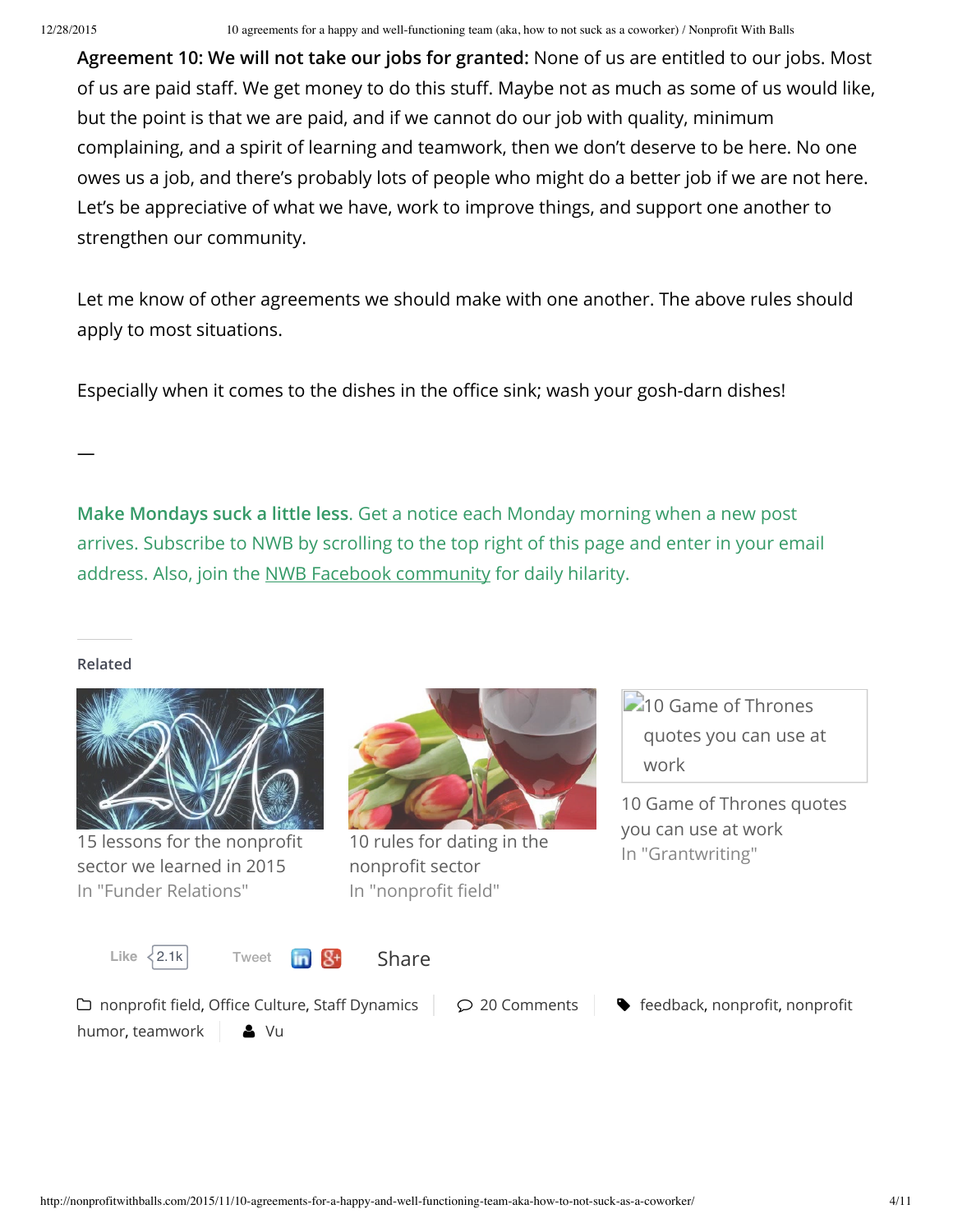**Agreement 10: We will not take our jobs for granted:** None of us are entitled to our jobs. Most of us are paid staff. We get money to do this stuff. Maybe not as much as some of us would like, but the point is that we are paid, and if we cannot do our job with quality, minimum complaining, and a spirit of learning and teamwork, then we don't deserve to be here. No one owes us a job, and there's probably lots of people who might do a better job if we are not here. Let's be appreciative of what we have, work to improve things, and support one another to strengthen our community.

Let me know of other agreements we should make with one another. The above rules should apply to most situations.

Especially when it comes to the dishes in the office sink; wash your gosh-darn dishes!

—

**Make Mondays suck a little less.** Get a notice each Monday morning when a new post arrives. Subscribe to NWB by scrolling to the top right of this page and enter in your email address. Also, join the NWB Facebook community for daily hilarity.

**Related**

15 lessons for the nonprofit sector we learned in 2015
In "Funder Relations"

10 rules for dating in the nonprofit sector
In "nonprofit field"

10 Game of Thrones quotes you can use at work
In "Grantwriting"

Like 2.1k Tweet Share

nonprofit field, Office Culture, Staff Dynamics | 20 Comments | feedback, nonprofit, nonprofit humor, teamwork | Vu